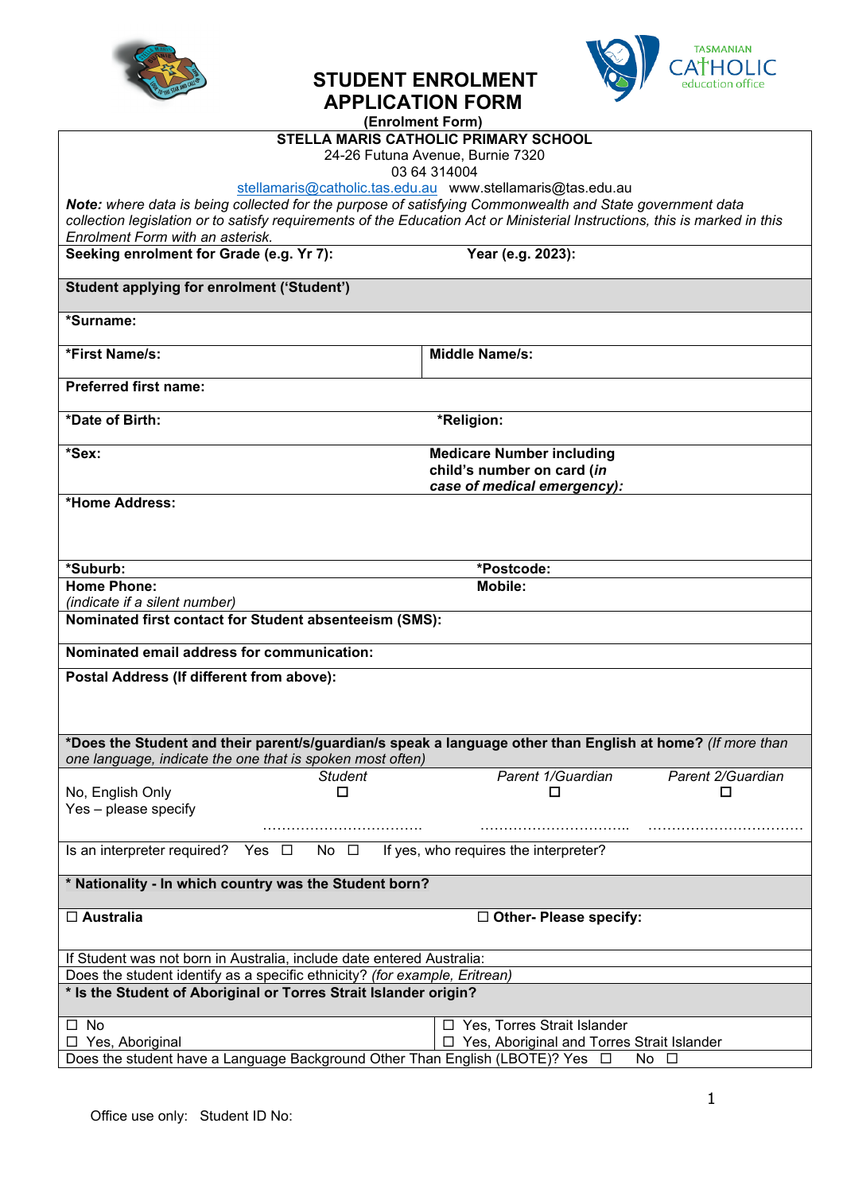# STUDENT ENROLMENT APPLICATION FORM

**(Enrolment Form)**

**STELLA MARIS CATHOLIC PRIMARY SCHOOL**
24-26 Futuna Avenue, Burnie 7320
03 64 314004
stellamaris@catholic.tas.edu.au   www.stellamaris@tas.edu.au

***Note:*** *where data is being collected for the purpose of satisfying Commonwealth and State government data collection legislation or to satisfy requirements of the Education Act or Ministerial Instructions, this is marked in this Enrolment Form with an asterisk.*

| **Seeking enrolment for Grade (e.g. Yr 7):** | **Year (e.g. 2023):** |
|---|---|
| **Student applying for enrolment ('Student')** | |
| ***Surname:** | |
| ***First Name/s:** | **Middle Name/s:** |
| **Preferred first name:** | |
| ***Date of Birth:** | ***Religion:** |
| ***Sex:** | **Medicare Number including child's number on card (*in case of medical emergency*):** |
| ***Home Address:** | |
| ***Suburb:** | ***Postcode:** |
| **Home Phone:** *(indicate if a silent number)* | **Mobile:** |
| **Nominated first contact for Student absenteeism (SMS):** | |
| **Nominated email address for communication:** | |
| **Postal Address (If different from above):** | |

***Does the Student and their parent/s/guardian/s speak a language other than English at home?** *(If more than one language, indicate the one that is spoken most often)*

| | *Student* | *Parent 1/Guardian* | *Parent 2/Guardian* |
|---|---|---|---|
| No, English Only | ☐ | ☐ | ☐ |
| Yes – please specify | ……………………………. | ………………………….. | ……………………………. |

Is an interpreter required? Yes ☐ No ☐ If yes, who requires the interpreter?

**\* Nationality - In which country was the Student born?**

| ☐ **Australia** | ☐ **Other- Please specify:** |
|---|---|

If Student was not born in Australia, include date entered Australia:

Does the student identify as a specific ethnicity? *(for example, Eritrean)*

**\* Is the Student of Aboriginal or Torres Strait Islander origin?**

| ☐ No | ☐ Yes, Torres Strait Islander |
|---|---|
| ☐ Yes, Aboriginal | ☐ Yes, Aboriginal and Torres Strait Islander |

Does the student have a Language Background Other Than English (LBOTE)? Yes ☐ No ☐

Office use only: Student ID No: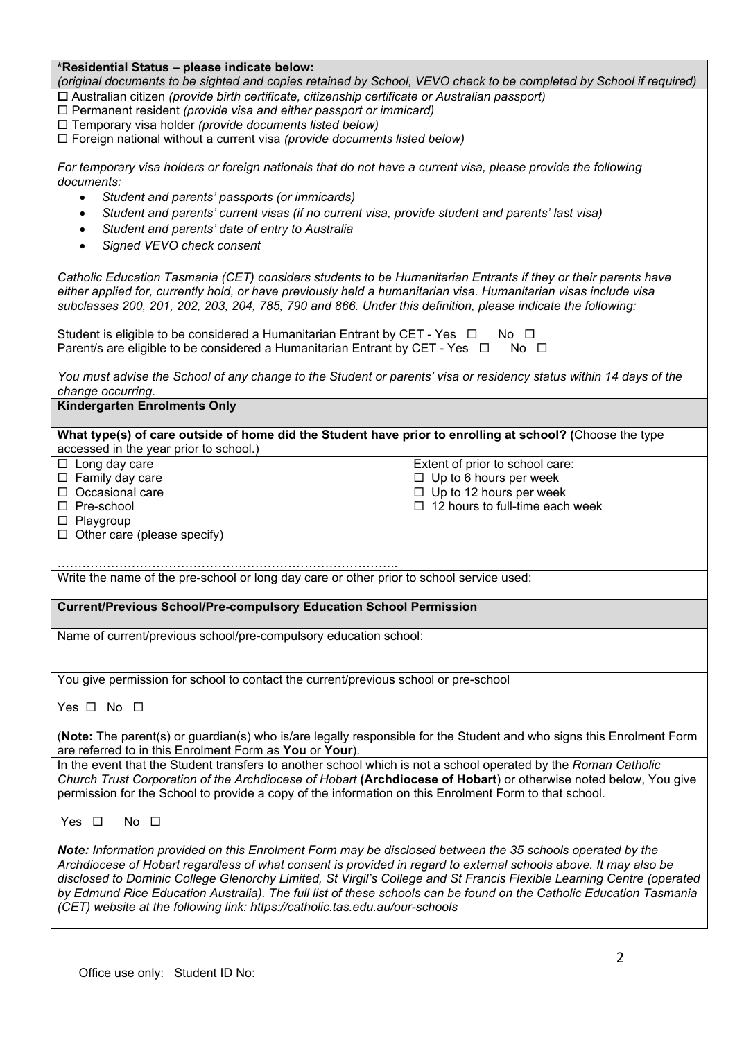**\*Residential Status – please indicate below:**
*(original documents to be sighted and copies retained by School, VEVO check to be completed by School if required)*

☐ Australian citizen *(provide birth certificate, citizenship certificate or Australian passport)*
☐ Permanent resident *(provide visa and either passport or immicard)*
☐ Temporary visa holder *(provide documents listed below)*
☐ Foreign national without a current visa *(provide documents listed below)*

*For temporary visa holders or foreign nationals that do not have a current visa, please provide the following documents:*

- *Student and parents' passports (or immicards)*
- *Student and parents' current visas (if no current visa, provide student and parents' last visa)*
- *Student and parents' date of entry to Australia*
- *Signed VEVO check consent*

*Catholic Education Tasmania (CET) considers students to be Humanitarian Entrants if they or their parents have either applied for, currently hold, or have previously held a humanitarian visa. Humanitarian visas include visa subclasses 200, 201, 202, 203, 204, 785, 790 and 866. Under this definition, please indicate the following:*

Student is eligible to be considered a Humanitarian Entrant by CET - Yes ☐ No ☐
Parent/s are eligible to be considered a Humanitarian Entrant by CET - Yes ☐ No ☐

*You must advise the School of any change to the Student or parents' visa or residency status within 14 days of the change occurring.*

**Kindergarten Enrolments Only**

**What type(s) of care outside of home did the Student have prior to enrolling at school? (**Choose the type accessed in the year prior to school.)

☐ Long day care
☐ Family day care
☐ Occasional care
☐ Pre-school
☐ Playgroup
☐ Other care (please specify)

…………………………………………………………………………..

Extent of prior to school care:
☐ Up to 6 hours per week
☐ Up to 12 hours per week
☐ 12 hours to full-time each week

Write the name of the pre-school or long day care or other prior to school service used:

**Current/Previous School/Pre-compulsory Education School Permission**

Name of current/previous school/pre-compulsory education school:

You give permission for school to contact the current/previous school or pre-school

Yes ☐ No ☐

(**Note:** The parent(s) or guardian(s) who is/are legally responsible for the Student and who signs this Enrolment Form are referred to in this Enrolment Form as **You** or **Your**).

In the event that the Student transfers to another school which is not a school operated by the *Roman Catholic Church Trust Corporation of the Archdiocese of Hobart* **(Archdiocese of Hobart**) or otherwise noted below, You give permission for the School to provide a copy of the information on this Enrolment Form to that school.

Yes ☐ No ☐

***Note:*** *Information provided on this Enrolment Form may be disclosed between the 35 schools operated by the Archdiocese of Hobart regardless of what consent is provided in regard to external schools above. It may also be disclosed to Dominic College Glenorchy Limited, St Virgil's College and St Francis Flexible Learning Centre (operated by Edmund Rice Education Australia). The full list of these schools can be found on the Catholic Education Tasmania (CET) website at the following link: https://catholic.tas.edu.au/our-schools*

Office use only: Student ID No: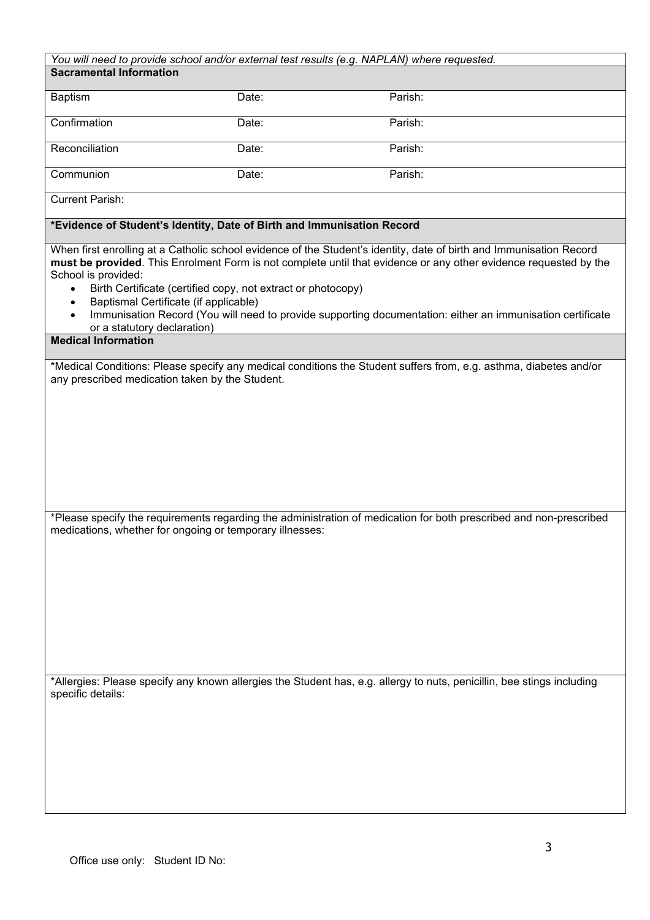*You will need to provide school and/or external test results (e.g. NAPLAN) where requested.*

## Sacramental Information

| | | |
|---|---|---|
| Baptism | Date: | Parish: |
| Confirmation | Date: | Parish: |
| Reconciliation | Date: | Parish: |
| Communion | Date: | Parish: |

Current Parish:

## *Evidence of Student's Identity, Date of Birth and Immunisation Record

When first enrolling at a Catholic school evidence of the Student's identity, date of birth and Immunisation Record **must be provided**. This Enrolment Form is not complete until that evidence or any other evidence requested by the School is provided:

- Birth Certificate (certified copy, not extract or photocopy)
- Baptismal Certificate (if applicable)
- Immunisation Record (You will need to provide supporting documentation: either an immunisation certificate or a statutory declaration)

## Medical Information

*Medical Conditions: Please specify any medical conditions the Student suffers from, e.g. asthma, diabetes and/or any prescribed medication taken by the Student.

*Please specify the requirements regarding the administration of medication for both prescribed and non-prescribed medications, whether for ongoing or temporary illnesses:

*Allergies: Please specify any known allergies the Student has, e.g. allergy to nuts, penicillin, bee stings including specific details:

Office use only: Student ID No: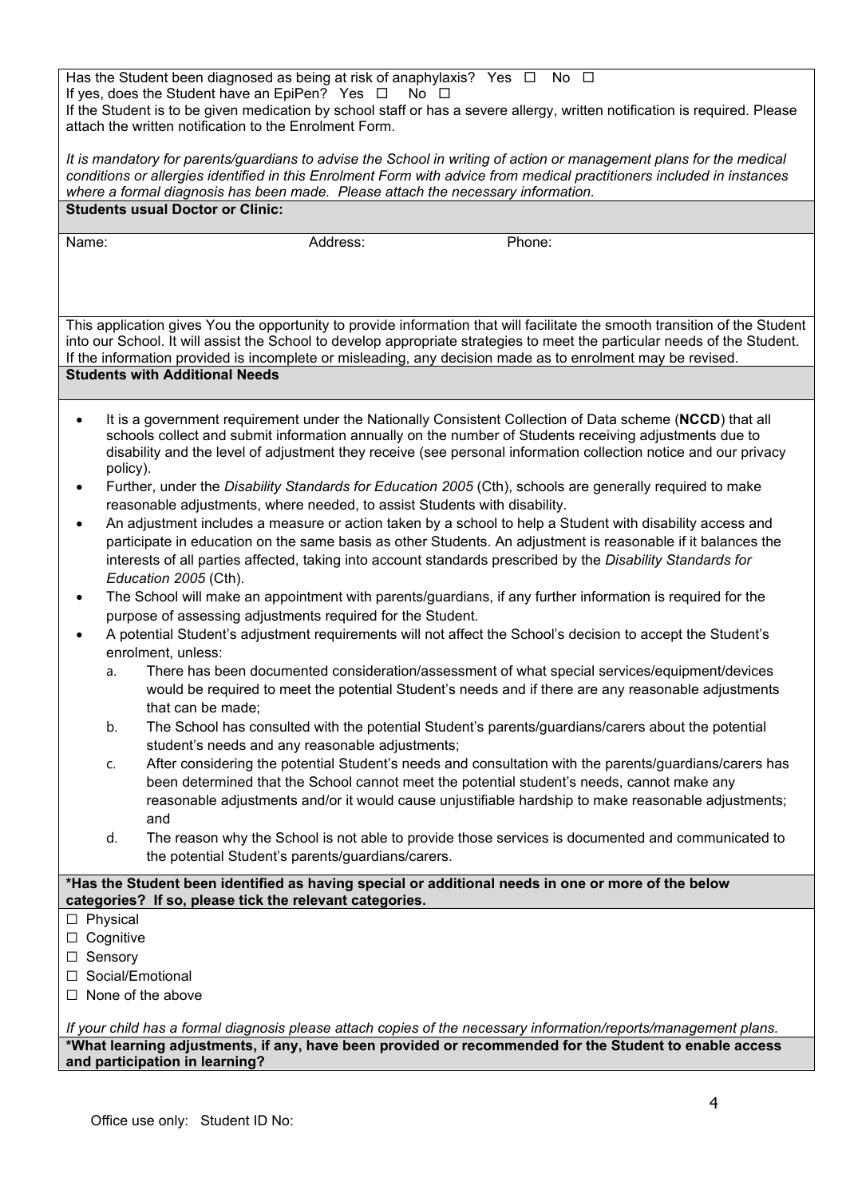Has the Student been diagnosed as being at risk of anaphylaxis? Yes ☐ No ☐
If yes, does the Student have an EpiPen? Yes ☐ No ☐
If the Student is to be given medication by school staff or has a severe allergy, written notification is required. Please attach the written notification to the Enrolment Form.

*It is mandatory for parents/guardians to advise the School in writing of action or management plans for the medical conditions or allergies identified in this Enrolment Form with advice from medical practitioners included in instances where a formal diagnosis has been made. Please attach the necessary information.*

**Students usual Doctor or Clinic:**

| Name: | Address: | Phone: |
|---|---|---|
| | | |

This application gives You the opportunity to provide information that will facilitate the smooth transition of the Student into our School. It will assist the School to develop appropriate strategies to meet the particular needs of the Student. If the information provided is incomplete or misleading, any decision made as to enrolment may be revised.

**Students with Additional Needs**

- It is a government requirement under the Nationally Consistent Collection of Data scheme (**NCCD**) that all schools collect and submit information annually on the number of Students receiving adjustments due to disability and the level of adjustment they receive (see personal information collection notice and our privacy policy).
- Further, under the *Disability Standards for Education 2005* (Cth), schools are generally required to make reasonable adjustments, where needed, to assist Students with disability.
- An adjustment includes a measure or action taken by a school to help a Student with disability access and participate in education on the same basis as other Students. An adjustment is reasonable if it balances the interests of all parties affected, taking into account standards prescribed by the *Disability Standards for Education 2005* (Cth).
- The School will make an appointment with parents/guardians, if any further information is required for the purpose of assessing adjustments required for the Student.
- A potential Student's adjustment requirements will not affect the School's decision to accept the Student's enrolment, unless:
    a. There has been documented consideration/assessment of what special services/equipment/devices would be required to meet the potential Student's needs and if there are any reasonable adjustments that can be made;
    b. The School has consulted with the potential Student's parents/guardians/carers about the potential student's needs and any reasonable adjustments;
    c. After considering the potential Student's needs and consultation with the parents/guardians/carers has been determined that the School cannot meet the potential student's needs, cannot make any reasonable adjustments and/or it would cause unjustifiable hardship to make reasonable adjustments; and
    d. The reason why the School is not able to provide those services is documented and communicated to the potential Student's parents/guardians/carers.

**\*Has the Student been identified as having special or additional needs in one or more of the below categories? If so, please tick the relevant categories.**

☐ Physical
☐ Cognitive
☐ Sensory
☐ Social/Emotional
☐ None of the above

*If your child has a formal diagnosis please attach copies of the necessary information/reports/management plans.*

**\*What learning adjustments, if any, have been provided or recommended for the Student to enable access and participation in learning?**

Office use only: Student ID No: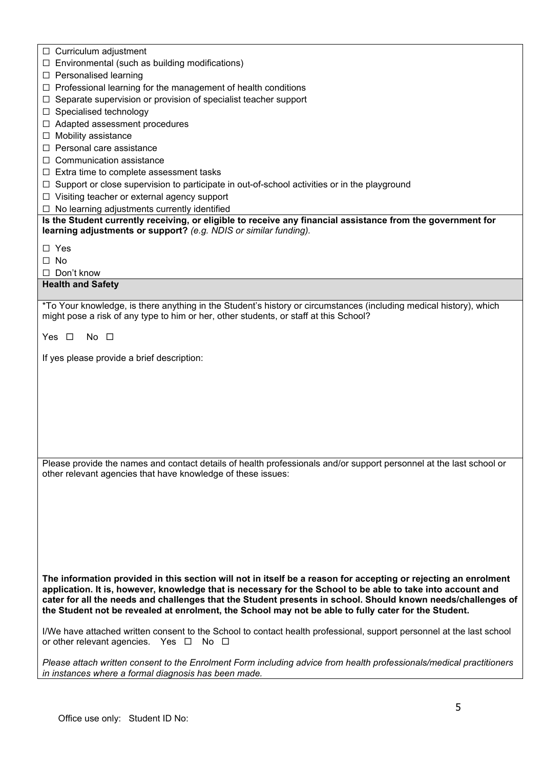☐ Curriculum adjustment
☐ Environmental (such as building modifications)
☐ Personalised learning
☐ Professional learning for the management of health conditions
☐ Separate supervision or provision of specialist teacher support
☐ Specialised technology
☐ Adapted assessment procedures
☐ Mobility assistance
☐ Personal care assistance
☐ Communication assistance
☐ Extra time to complete assessment tasks
☐ Support or close supervision to participate in out-of-school activities or in the playground
☐ Visiting teacher or external agency support
☐ No learning adjustments currently identified

**Is the Student currently receiving, or eligible to receive any financial assistance from the government for learning adjustments or support?** *(e.g. NDIS or similar funding).*

☐ Yes
☐ No
☐ Don't know

## Health and Safety

*To Your knowledge, is there anything in the Student's history or circumstances (including medical history), which might pose a risk of any type to him or her, other students, or staff at this School?

Yes ☐ No ☐

If yes please provide a brief description:

Please provide the names and contact details of health professionals and/or support personnel at the last school or other relevant agencies that have knowledge of these issues:

**The information provided in this section will not in itself be a reason for accepting or rejecting an enrolment application. It is, however, knowledge that is necessary for the School to be able to take into account and cater for all the needs and challenges that the Student presents in school. Should known needs/challenges of the Student not be revealed at enrolment, the School may not be able to fully cater for the Student.**

I/We have attached written consent to the School to contact health professional, support personnel at the last school or other relevant agencies. Yes ☐ No ☐

*Please attach written consent to the Enrolment Form including advice from health professionals/medical practitioners in instances where a formal diagnosis has been made.*

Office use only: Student ID No: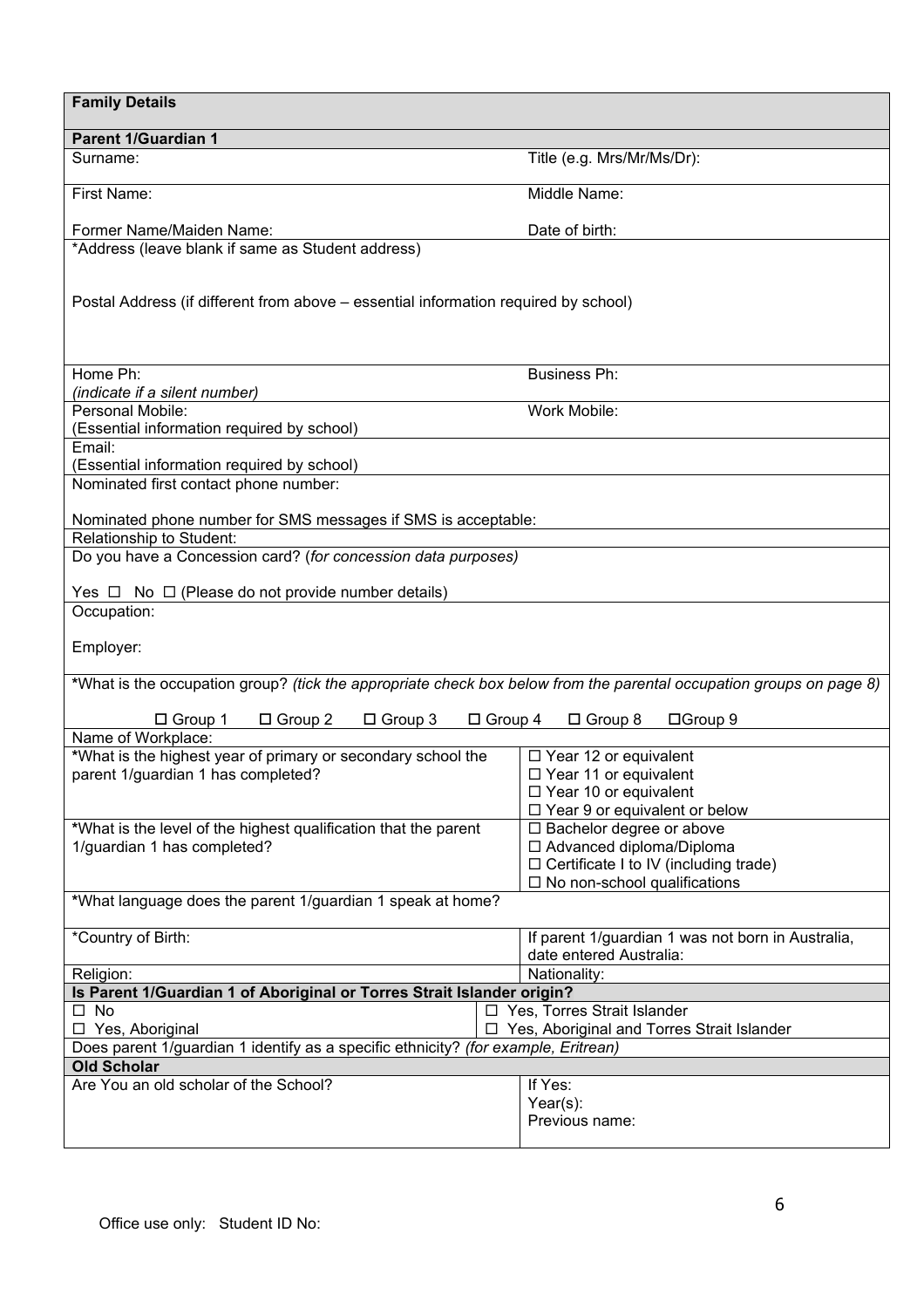| **Family Details** | |
|---|---|
| **Parent 1/Guardian 1** | |
| Surname: | Title (e.g. Mrs/Mr/Ms/Dr): |
| First Name: | Middle Name: |
| Former Name/Maiden Name: | Date of birth: |
| *Address (leave blank if same as Student address)<br><br>Postal Address (if different from above – essential information required by school) | |
| Home Ph:<br>*(indicate if a silent number)* | Business Ph: |
| Personal Mobile:<br>(Essential information required by school) | Work Mobile: |
| Email:<br>(Essential information required by school) | |
| Nominated first contact phone number:<br><br>Nominated phone number for SMS messages if SMS is acceptable: | |
| Relationship to Student: | |
| Do you have a Concession card? (*for concession data purposes)*<br><br>Yes ☐ No ☐ (Please do not provide number details) | |
| Occupation:<br><br>Employer: | |
| ***What is the occupation group?** *(tick the appropriate check box below from the parental occupation groups on page 8)*<br><br>☐ Group 1 ☐ Group 2 ☐ Group 3 ☐ Group 4 ☐ Group 8 ☐Group 9 | |
| Name of Workplace: | |
| ***What is the highest year of primary or secondary school the parent 1/guardian 1 has completed?** | ☐ Year 12 or equivalent<br>☐ Year 11 or equivalent<br>☐ Year 10 or equivalent<br>☐ Year 9 or equivalent or below |
| ***What is the level of the highest qualification that the parent 1/guardian 1 has completed?** | ☐ Bachelor degree or above<br>☐ Advanced diploma/Diploma<br>☐ Certificate I to IV (including trade)<br>☐ No non-school qualifications |
| ***What language does the parent 1/guardian 1 speak at home?** | |
| *Country of Birth: | If parent 1/guardian 1 was not born in Australia, date entered Australia: |
| Religion: | Nationality: |
| **Is Parent 1/Guardian 1 of Aboriginal or Torres Strait Islander origin?** | |
| ☐ No<br>☐ Yes, Aboriginal | ☐ Yes, Torres Strait Islander<br>☐ Yes, Aboriginal and Torres Strait Islander |
| Does parent 1/guardian 1 identify as a specific ethnicity? *(for example, Eritrean)* | |
| **Old Scholar** | |
| Are You an old scholar of the School? | If Yes:<br>Year(s):<br>Previous name: |

Office use only: Student ID No: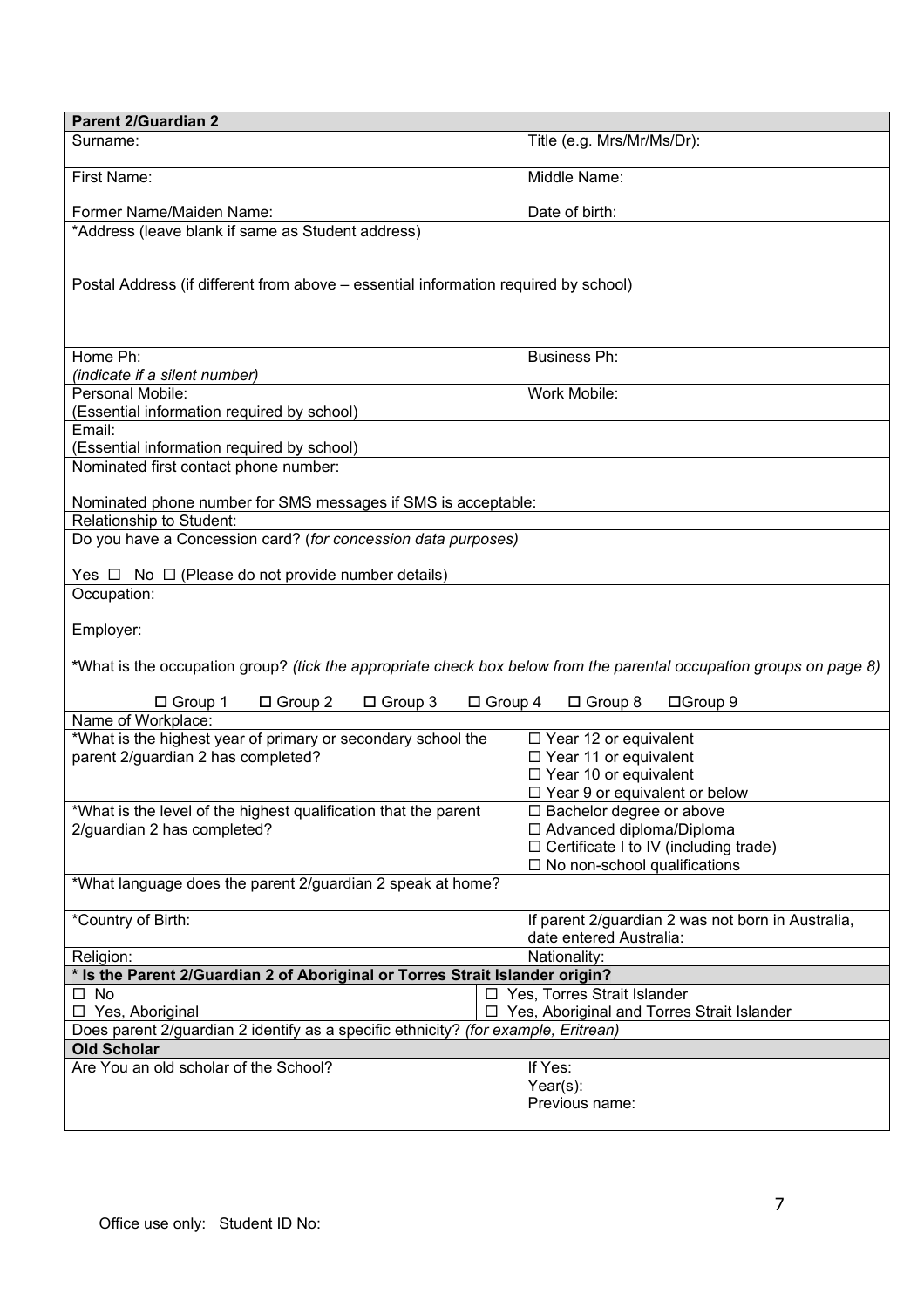| **Parent 2/Guardian 2** | |
|---|---|
| Surname: | Title (e.g. Mrs/Mr/Ms/Dr): |
| First Name: | Middle Name: |
| Former Name/Maiden Name: | Date of birth: |
| *Address (leave blank if same as Student address)<br><br>Postal Address (if different from above – essential information required by school) | |
| Home Ph:<br>*(indicate if a silent number)* | Business Ph: |
| Personal Mobile:<br>(Essential information required by school) | Work Mobile: |
| Email:<br>(Essential information required by school) | |
| Nominated first contact phone number:<br><br>Nominated phone number for SMS messages if SMS is acceptable: | |
| Relationship to Student: | |
| Do you have a Concession card? (*for concession data purposes)*<br><br>Yes ☐ No ☐ (Please do not provide number details) | |
| Occupation:<br><br>Employer: | |
| **\***What is the occupation group? *(tick the appropriate check box below from the parental occupation groups on page 8)*<br><br>☐ Group 1 ☐ Group 2 ☐ Group 3 ☐ Group 4 ☐ Group 8 ☐Group 9 | |
| Name of Workplace: | |
| *What is the highest year of primary or secondary school the parent 2/guardian 2 has completed? | ☐ Year 12 or equivalent<br>☐ Year 11 or equivalent<br>☐ Year 10 or equivalent<br>☐ Year 9 or equivalent or below |
| *What is the level of the highest qualification that the parent 2/guardian 2 has completed? | ☐ Bachelor degree or above<br>☐ Advanced diploma/Diploma<br>☐ Certificate I to IV (including trade)<br>☐ No non-school qualifications |
| *What language does the parent 2/guardian 2 speak at home? | |
| *Country of Birth: | If parent 2/guardian 2 was not born in Australia, date entered Australia: |
| Religion: | Nationality: |
| **\* Is the Parent 2/Guardian 2 of Aboriginal or Torres Strait Islander origin?** | |
| ☐ No<br>☐ Yes, Aboriginal | ☐ Yes, Torres Strait Islander<br>☐ Yes, Aboriginal and Torres Strait Islander |
| Does parent 2/guardian 2 identify as a specific ethnicity? *(for example, Eritrean)* | |
| **Old Scholar** | |
| Are You an old scholar of the School? | If Yes:<br>Year(s):<br>Previous name: |

Office use only: Student ID No: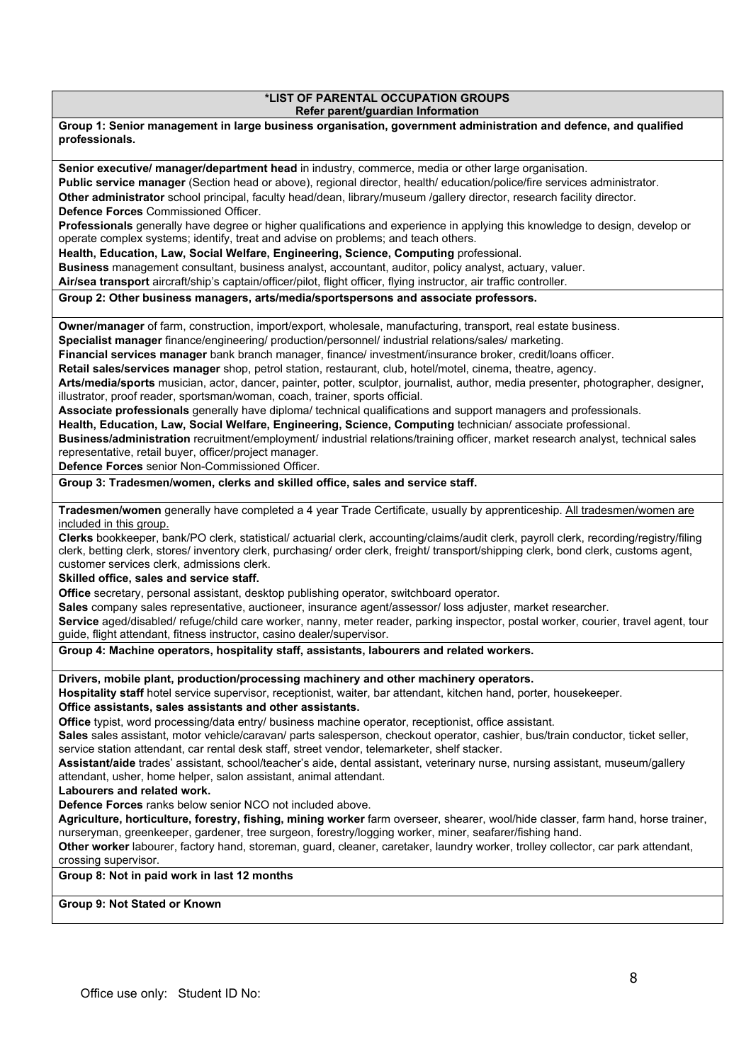## *LIST OF PARENTAL OCCUPATION GROUPS

**Refer parent/guardian Information**

**Group 1: Senior management in large business organisation, government administration and defence, and qualified professionals.**

**Senior executive/ manager/department head** in industry, commerce, media or other large organisation.
**Public service manager** (Section head or above), regional director, health/ education/police/fire services administrator.
**Other administrator** school principal, faculty head/dean, library/museum /gallery director, research facility director.
**Defence Forces** Commissioned Officer.
**Professionals** generally have degree or higher qualifications and experience in applying this knowledge to design, develop or operate complex systems; identify, treat and advise on problems; and teach others.
**Health, Education, Law, Social Welfare, Engineering, Science, Computing** professional.
**Business** management consultant, business analyst, accountant, auditor, policy analyst, actuary, valuer.
**Air/sea transport** aircraft/ship's captain/officer/pilot, flight officer, flying instructor, air traffic controller.

**Group 2: Other business managers, arts/media/sportspersons and associate professors.**

**Owner/manager** of farm, construction, import/export, wholesale, manufacturing, transport, real estate business.
**Specialist manager** finance/engineering/ production/personnel/ industrial relations/sales/ marketing.
**Financial services manager** bank branch manager, finance/ investment/insurance broker, credit/loans officer.
**Retail sales/services manager** shop, petrol station, restaurant, club, hotel/motel, cinema, theatre, agency.
**Arts/media/sports** musician, actor, dancer, painter, potter, sculptor, journalist, author, media presenter, photographer, designer, illustrator, proof reader, sportsman/woman, coach, trainer, sports official.
**Associate professionals** generally have diploma/ technical qualifications and support managers and professionals.
**Health, Education, Law, Social Welfare, Engineering, Science, Computing** technician/ associate professional.
**Business/administration** recruitment/employment/ industrial relations/training officer, market research analyst, technical sales representative, retail buyer, officer/project manager.
**Defence Forces** senior Non-Commissioned Officer.

**Group 3: Tradesmen/women, clerks and skilled office, sales and service staff.**

**Tradesmen/women** generally have completed a 4 year Trade Certificate, usually by apprenticeship. <u>All tradesmen/women are included in this group.</u>
**Clerks** bookkeeper, bank/PO clerk, statistical/ actuarial clerk, accounting/claims/audit clerk, payroll clerk, recording/registry/filing clerk, betting clerk, stores/ inventory clerk, purchasing/ order clerk, freight/ transport/shipping clerk, bond clerk, customs agent, customer services clerk, admissions clerk.
**Skilled office, sales and service staff.**
**Office** secretary, personal assistant, desktop publishing operator, switchboard operator.
**Sales** company sales representative, auctioneer, insurance agent/assessor/ loss adjuster, market researcher.
**Service** aged/disabled/ refuge/child care worker, nanny, meter reader, parking inspector, postal worker, courier, travel agent, tour guide, flight attendant, fitness instructor, casino dealer/supervisor.

**Group 4: Machine operators, hospitality staff, assistants, labourers and related workers.**

**Drivers, mobile plant, production/processing machinery and other machinery operators.**
**Hospitality staff** hotel service supervisor, receptionist, waiter, bar attendant, kitchen hand, porter, housekeeper.
**Office assistants, sales assistants and other assistants.**
**Office** typist, word processing/data entry/ business machine operator, receptionist, office assistant.
**Sales** sales assistant, motor vehicle/caravan/ parts salesperson, checkout operator, cashier, bus/train conductor, ticket seller, service station attendant, car rental desk staff, street vendor, telemarketer, shelf stacker.
**Assistant/aide** trades' assistant, school/teacher's aide, dental assistant, veterinary nurse, nursing assistant, museum/gallery attendant, usher, home helper, salon assistant, animal attendant.
**Labourers and related work.**
**Defence Forces** ranks below senior NCO not included above.
**Agriculture, horticulture, forestry, fishing, mining worker** farm overseer, shearer, wool/hide classer, farm hand, horse trainer, nurseryman, greenkeeper, gardener, tree surgeon, forestry/logging worker, miner, seafarer/fishing hand.
**Other worker** labourer, factory hand, storeman, guard, cleaner, caretaker, laundry worker, trolley collector, car park attendant, crossing supervisor.

**Group 8: Not in paid work in last 12 months**

**Group 9: Not Stated or Known**

Office use only: Student ID No: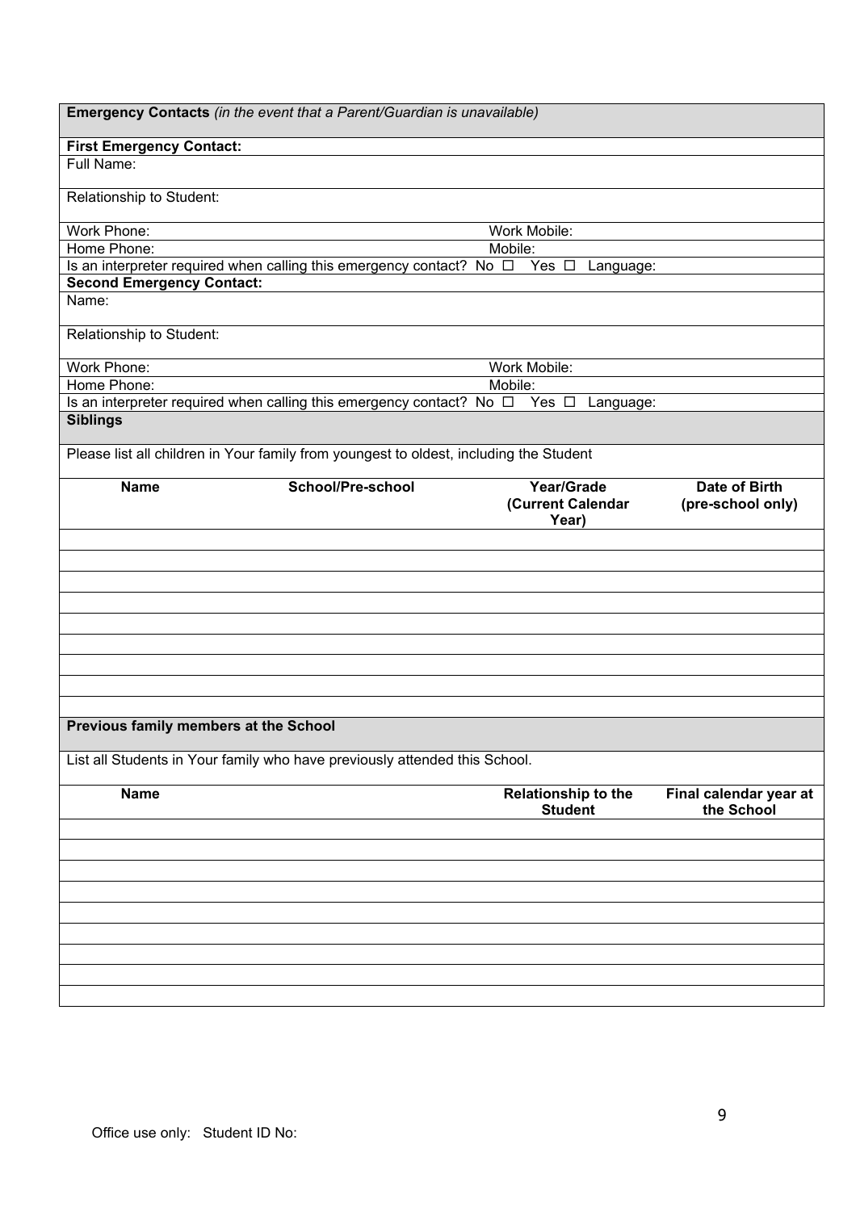**Emergency Contacts** *(in the event that a Parent/Guardian is unavailable)*

**First Emergency Contact:**

| | |
|---|---|
| Full Name: | |
| Relationship to Student: | |
| Work Phone: | Work Mobile: |
| Home Phone: | Mobile: |
| Is an interpreter required when calling this emergency contact? No ☐ Yes ☐ Language: | |

**Second Emergency Contact:**

| | |
|---|---|
| Name: | |
| Relationship to Student: | |
| Work Phone: | Work Mobile: |
| Home Phone: | Mobile: |
| Is an interpreter required when calling this emergency contact? No ☐ Yes ☐ Language: | |

**Siblings**

Please list all children in Your family from youngest to oldest, including the Student

| Name | School/Pre-school | Year/Grade (Current Calendar Year) | Date of Birth (pre-school only) |
|---|---|---|---|
| | | | |
| | | | |
| | | | |
| | | | |
| | | | |
| | | | |
| | | | |
| | | | |
| | | | |

**Previous family members at the School**

List all Students in Your family who have previously attended this School.

| Name | Relationship to the Student | Final calendar year at the School |
|---|---|---|
| | | |
| | | |
| | | |
| | | |
| | | |
| | | |
| | | |
| | | |
| | | |

Office use only: Student ID No: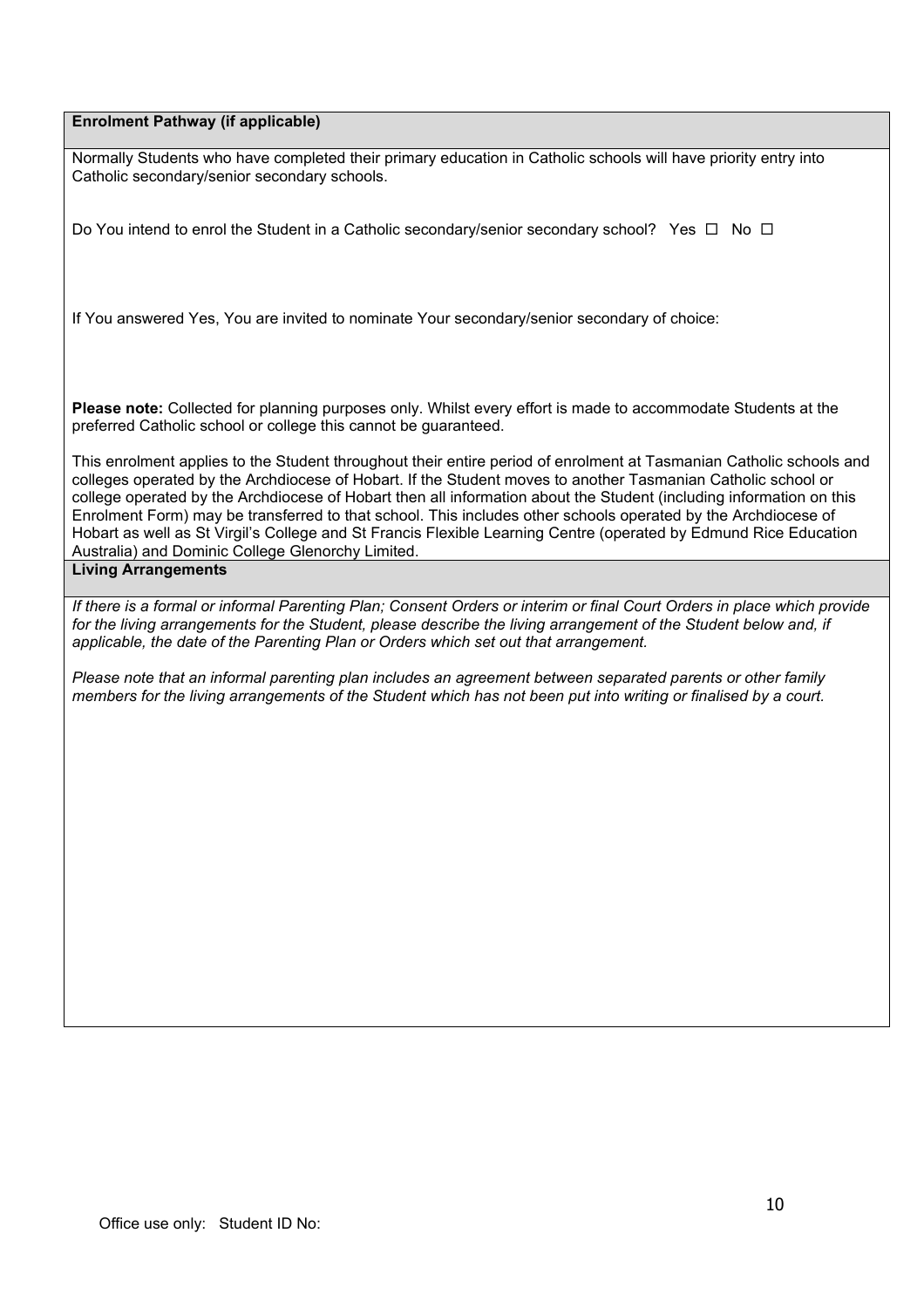## Enrolment Pathway (if applicable)

Normally Students who have completed their primary education in Catholic schools will have priority entry into Catholic secondary/senior secondary schools.

Do You intend to enrol the Student in a Catholic secondary/senior secondary school? Yes ☐ No ☐

If You answered Yes, You are invited to nominate Your secondary/senior secondary of choice:

**Please note:** Collected for planning purposes only. Whilst every effort is made to accommodate Students at the preferred Catholic school or college this cannot be guaranteed.

This enrolment applies to the Student throughout their entire period of enrolment at Tasmanian Catholic schools and colleges operated by the Archdiocese of Hobart. If the Student moves to another Tasmanian Catholic school or college operated by the Archdiocese of Hobart then all information about the Student (including information on this Enrolment Form) may be transferred to that school. This includes other schools operated by the Archdiocese of Hobart as well as St Virgil's College and St Francis Flexible Learning Centre (operated by Edmund Rice Education Australia) and Dominic College Glenorchy Limited.

## Living Arrangements

*If there is a formal or informal Parenting Plan; Consent Orders or interim or final Court Orders in place which provide for the living arrangements for the Student, please describe the living arrangement of the Student below and, if applicable, the date of the Parenting Plan or Orders which set out that arrangement.*

*Please note that an informal parenting plan includes an agreement between separated parents or other family members for the living arrangements of the Student which has not been put into writing or finalised by a court.*

Office use only: Student ID No: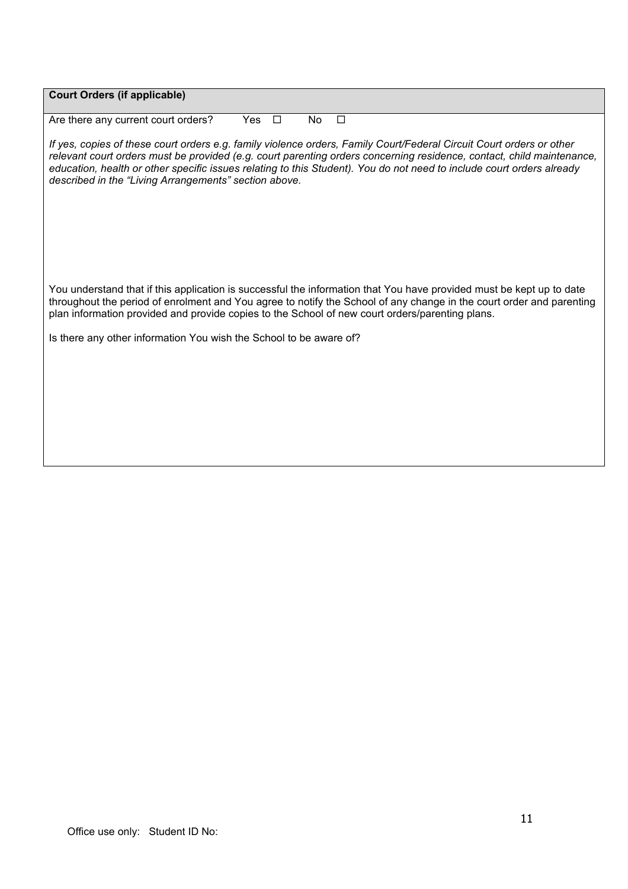**Court Orders (if applicable)**

Are there any current court orders? Yes ☐ No ☐

*If yes, copies of these court orders e.g. family violence orders, Family Court/Federal Circuit Court orders or other relevant court orders must be provided (e.g. court parenting orders concerning residence, contact, child maintenance, education, health or other specific issues relating to this Student). You do not need to include court orders already described in the "Living Arrangements" section above.*

You understand that if this application is successful the information that You have provided must be kept up to date throughout the period of enrolment and You agree to notify the School of any change in the court order and parenting plan information provided and provide copies to the School of new court orders/parenting plans.

Is there any other information You wish the School to be aware of?

Office use only: Student ID No: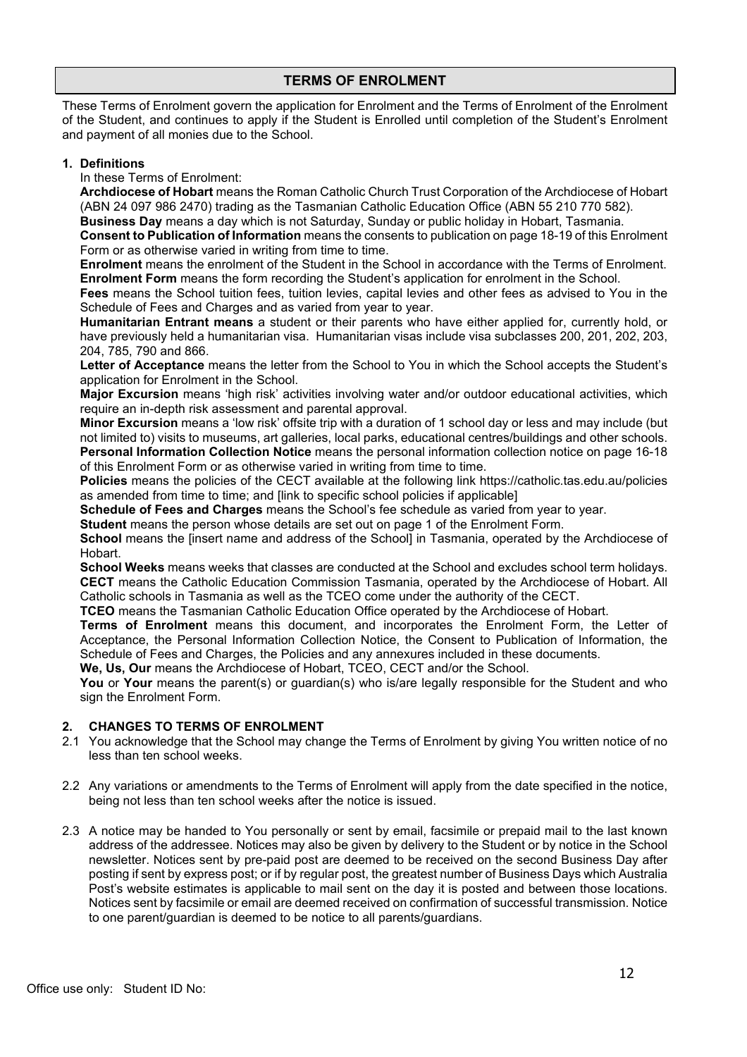# TERMS OF ENROLMENT

These Terms of Enrolment govern the application for Enrolment and the Terms of Enrolment of the Enrolment of the Student, and continues to apply if the Student is Enrolled until completion of the Student's Enrolment and payment of all monies due to the School.

## 1. Definitions

In these Terms of Enrolment:

**Archdiocese of Hobart** means the Roman Catholic Church Trust Corporation of the Archdiocese of Hobart (ABN 24 097 986 2470) trading as the Tasmanian Catholic Education Office (ABN 55 210 770 582).

**Business Day** means a day which is not Saturday, Sunday or public holiday in Hobart, Tasmania.

**Consent to Publication of Information** means the consents to publication on page 18-19 of this Enrolment Form or as otherwise varied in writing from time to time.

**Enrolment** means the enrolment of the Student in the School in accordance with the Terms of Enrolment.

**Enrolment Form** means the form recording the Student's application for enrolment in the School.

**Fees** means the School tuition fees, tuition levies, capital levies and other fees as advised to You in the Schedule of Fees and Charges and as varied from year to year.

**Humanitarian Entrant means** a student or their parents who have either applied for, currently hold, or have previously held a humanitarian visa. Humanitarian visas include visa subclasses 200, 201, 202, 203, 204, 785, 790 and 866.

**Letter of Acceptance** means the letter from the School to You in which the School accepts the Student's application for Enrolment in the School.

**Major Excursion** means 'high risk' activities involving water and/or outdoor educational activities, which require an in-depth risk assessment and parental approval.

**Minor Excursion** means a 'low risk' offsite trip with a duration of 1 school day or less and may include (but not limited to) visits to museums, art galleries, local parks, educational centres/buildings and other schools.

**Personal Information Collection Notice** means the personal information collection notice on page 16-18 of this Enrolment Form or as otherwise varied in writing from time to time.

**Policies** means the policies of the CECT available at the following link https://catholic.tas.edu.au/policies as amended from time to time; and [link to specific school policies if applicable]

**Schedule of Fees and Charges** means the School's fee schedule as varied from year to year.

**Student** means the person whose details are set out on page 1 of the Enrolment Form.

**School** means the [insert name and address of the School] in Tasmania, operated by the Archdiocese of Hobart.

**School Weeks** means weeks that classes are conducted at the School and excludes school term holidays.

**CECT** means the Catholic Education Commission Tasmania, operated by the Archdiocese of Hobart. All Catholic schools in Tasmania as well as the TCEO come under the authority of the CECT.

**TCEO** means the Tasmanian Catholic Education Office operated by the Archdiocese of Hobart.

**Terms of Enrolment** means this document, and incorporates the Enrolment Form, the Letter of Acceptance, the Personal Information Collection Notice, the Consent to Publication of Information, the Schedule of Fees and Charges, the Policies and any annexures included in these documents.

**We, Us, Our** means the Archdiocese of Hobart, TCEO, CECT and/or the School.

**You** or **Your** means the parent(s) or guardian(s) who is/are legally responsible for the Student and who sign the Enrolment Form.

## 2. CHANGES TO TERMS OF ENROLMENT

2.1 You acknowledge that the School may change the Terms of Enrolment by giving You written notice of no less than ten school weeks.

2.2 Any variations or amendments to the Terms of Enrolment will apply from the date specified in the notice, being not less than ten school weeks after the notice is issued.

2.3 A notice may be handed to You personally or sent by email, facsimile or prepaid mail to the last known address of the addressee. Notices may also be given by delivery to the Student or by notice in the School newsletter. Notices sent by pre-paid post are deemed to be received on the second Business Day after posting if sent by express post; or if by regular post, the greatest number of Business Days which Australia Post's website estimates is applicable to mail sent on the day it is posted and between those locations. Notices sent by facsimile or email are deemed received on confirmation of successful transmission. Notice to one parent/guardian is deemed to be notice to all parents/guardians.

Office use only: Student ID No: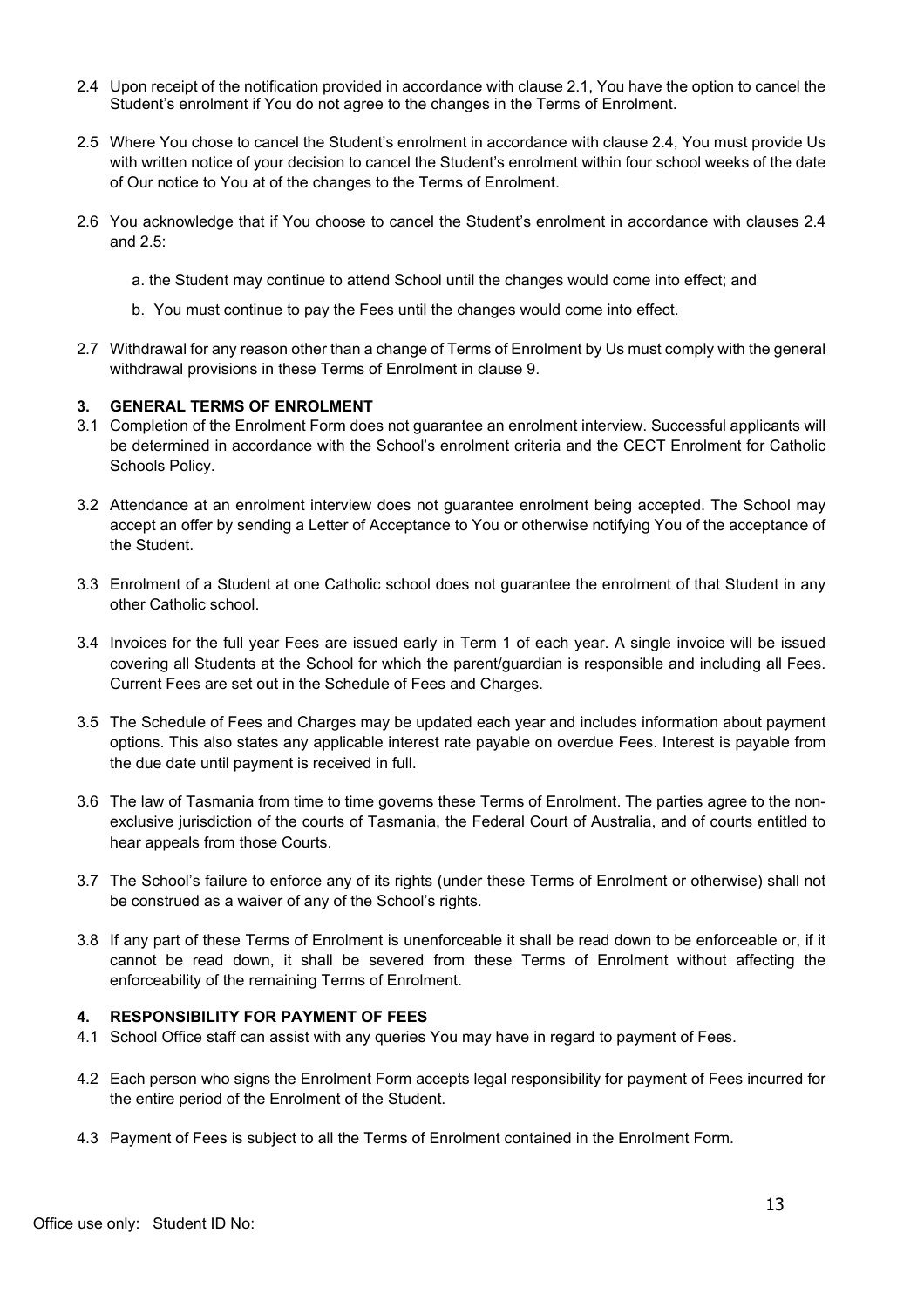2.4 Upon receipt of the notification provided in accordance with clause 2.1, You have the option to cancel the Student's enrolment if You do not agree to the changes in the Terms of Enrolment.

2.5 Where You chose to cancel the Student's enrolment in accordance with clause 2.4, You must provide Us with written notice of your decision to cancel the Student's enrolment within four school weeks of the date of Our notice to You at of the changes to the Terms of Enrolment.

2.6 You acknowledge that if You choose to cancel the Student's enrolment in accordance with clauses 2.4 and 2.5:

a. the Student may continue to attend School until the changes would come into effect; and

b. You must continue to pay the Fees until the changes would come into effect.

2.7 Withdrawal for any reason other than a change of Terms of Enrolment by Us must comply with the general withdrawal provisions in these Terms of Enrolment in clause 9.

### 3. GENERAL TERMS OF ENROLMENT

3.1 Completion of the Enrolment Form does not guarantee an enrolment interview. Successful applicants will be determined in accordance with the School's enrolment criteria and the CECT Enrolment for Catholic Schools Policy.

3.2 Attendance at an enrolment interview does not guarantee enrolment being accepted. The School may accept an offer by sending a Letter of Acceptance to You or otherwise notifying You of the acceptance of the Student.

3.3 Enrolment of a Student at one Catholic school does not guarantee the enrolment of that Student in any other Catholic school.

3.4 Invoices for the full year Fees are issued early in Term 1 of each year. A single invoice will be issued covering all Students at the School for which the parent/guardian is responsible and including all Fees. Current Fees are set out in the Schedule of Fees and Charges.

3.5 The Schedule of Fees and Charges may be updated each year and includes information about payment options. This also states any applicable interest rate payable on overdue Fees. Interest is payable from the due date until payment is received in full.

3.6 The law of Tasmania from time to time governs these Terms of Enrolment. The parties agree to the non-exclusive jurisdiction of the courts of Tasmania, the Federal Court of Australia, and of courts entitled to hear appeals from those Courts.

3.7 The School's failure to enforce any of its rights (under these Terms of Enrolment or otherwise) shall not be construed as a waiver of any of the School's rights.

3.8 If any part of these Terms of Enrolment is unenforceable it shall be read down to be enforceable or, if it cannot be read down, it shall be severed from these Terms of Enrolment without affecting the enforceability of the remaining Terms of Enrolment.

### 4. RESPONSIBILITY FOR PAYMENT OF FEES

4.1 School Office staff can assist with any queries You may have in regard to payment of Fees.

4.2 Each person who signs the Enrolment Form accepts legal responsibility for payment of Fees incurred for the entire period of the Enrolment of the Student.

4.3 Payment of Fees is subject to all the Terms of Enrolment contained in the Enrolment Form.

Office use only: Student ID No: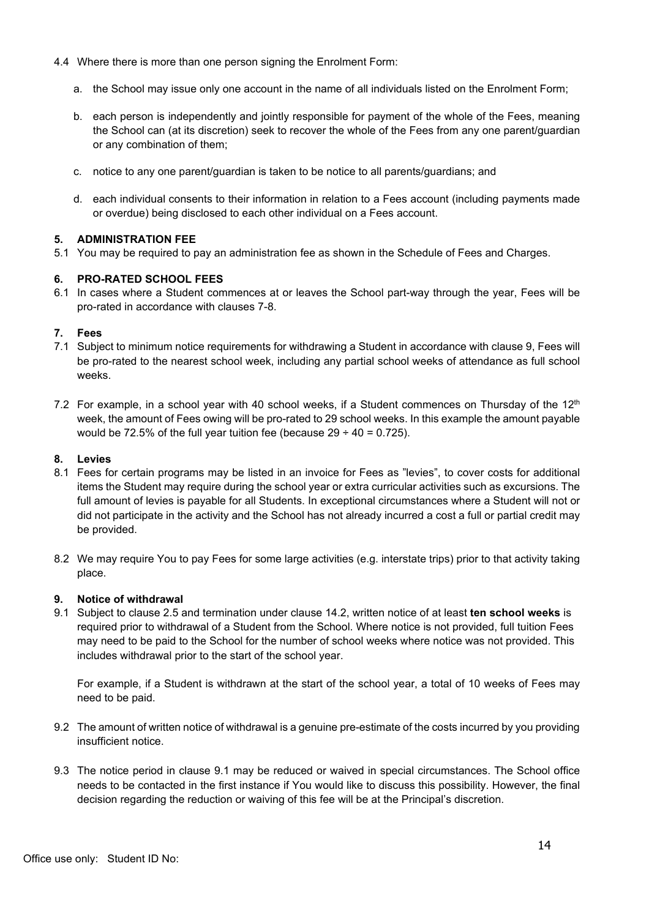4.4 Where there is more than one person signing the Enrolment Form:

a. the School may issue only one account in the name of all individuals listed on the Enrolment Form;

b. each person is independently and jointly responsible for payment of the whole of the Fees, meaning the School can (at its discretion) seek to recover the whole of the Fees from any one parent/guardian or any combination of them;

c. notice to any one parent/guardian is taken to be notice to all parents/guardians; and

d. each individual consents to their information in relation to a Fees account (including payments made or overdue) being disclosed to each other individual on a Fees account.

**5. ADMINISTRATION FEE**

5.1 You may be required to pay an administration fee as shown in the Schedule of Fees and Charges.

**6. PRO-RATED SCHOOL FEES**

6.1 In cases where a Student commences at or leaves the School part-way through the year, Fees will be pro-rated in accordance with clauses 7-8.

**7. Fees**

7.1 Subject to minimum notice requirements for withdrawing a Student in accordance with clause 9, Fees will be pro-rated to the nearest school week, including any partial school weeks of attendance as full school weeks.

7.2 For example, in a school year with 40 school weeks, if a Student commences on Thursday of the 12th week, the amount of Fees owing will be pro-rated to 29 school weeks. In this example the amount payable would be 72.5% of the full year tuition fee (because $29 \div 40 = 0.725$).

**8. Levies**

8.1 Fees for certain programs may be listed in an invoice for Fees as "levies", to cover costs for additional items the Student may require during the school year or extra curricular activities such as excursions. The full amount of levies is payable for all Students. In exceptional circumstances where a Student will not or did not participate in the activity and the School has not already incurred a cost a full or partial credit may be provided.

8.2 We may require You to pay Fees for some large activities (e.g. interstate trips) prior to that activity taking place.

**9. Notice of withdrawal**

9.1 Subject to clause 2.5 and termination under clause 14.2, written notice of at least **ten school weeks** is required prior to withdrawal of a Student from the School. Where notice is not provided, full tuition Fees may need to be paid to the School for the number of school weeks where notice was not provided. This includes withdrawal prior to the start of the school year.

For example, if a Student is withdrawn at the start of the school year, a total of 10 weeks of Fees may need to be paid.

9.2 The amount of written notice of withdrawal is a genuine pre-estimate of the costs incurred by you providing insufficient notice.

9.3 The notice period in clause 9.1 may be reduced or waived in special circumstances. The School office needs to be contacted in the first instance if You would like to discuss this possibility. However, the final decision regarding the reduction or waiving of this fee will be at the Principal's discretion.

Office use only: Student ID No: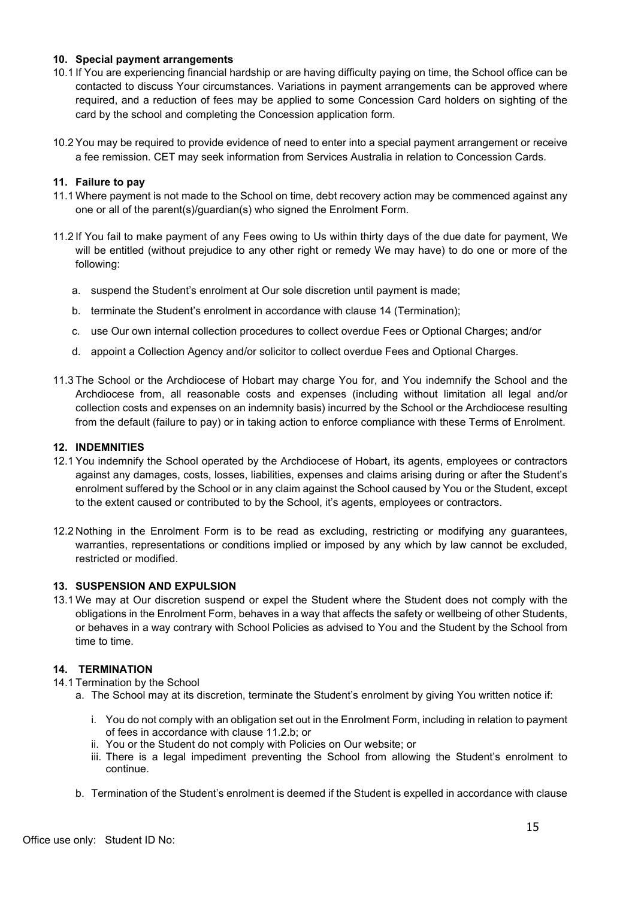### 10. Special payment arrangements

10.1 If You are experiencing financial hardship or are having difficulty paying on time, the School office can be contacted to discuss Your circumstances. Variations in payment arrangements can be approved where required, and a reduction of fees may be applied to some Concession Card holders on sighting of the card by the school and completing the Concession application form.

10.2 You may be required to provide evidence of need to enter into a special payment arrangement or receive a fee remission. CET may seek information from Services Australia in relation to Concession Cards.

### 11. Failure to pay

11.1 Where payment is not made to the School on time, debt recovery action may be commenced against any one or all of the parent(s)/guardian(s) who signed the Enrolment Form.

11.2 If You fail to make payment of any Fees owing to Us within thirty days of the due date for payment, We will be entitled (without prejudice to any other right or remedy We may have) to do one or more of the following:

a. suspend the Student's enrolment at Our sole discretion until payment is made;

b. terminate the Student's enrolment in accordance with clause 14 (Termination);

c. use Our own internal collection procedures to collect overdue Fees or Optional Charges; and/or

d. appoint a Collection Agency and/or solicitor to collect overdue Fees and Optional Charges.

11.3 The School or the Archdiocese of Hobart may charge You for, and You indemnify the School and the Archdiocese from, all reasonable costs and expenses (including without limitation all legal and/or collection costs and expenses on an indemnity basis) incurred by the School or the Archdiocese resulting from the default (failure to pay) or in taking action to enforce compliance with these Terms of Enrolment.

### 12. INDEMNITIES

12.1 You indemnify the School operated by the Archdiocese of Hobart, its agents, employees or contractors against any damages, costs, losses, liabilities, expenses and claims arising during or after the Student's enrolment suffered by the School or in any claim against the School caused by You or the Student, except to the extent caused or contributed to by the School, it's agents, employees or contractors.

12.2 Nothing in the Enrolment Form is to be read as excluding, restricting or modifying any guarantees, warranties, representations or conditions implied or imposed by any which by law cannot be excluded, restricted or modified.

### 13. SUSPENSION AND EXPULSION

13.1 We may at Our discretion suspend or expel the Student where the Student does not comply with the obligations in the Enrolment Form, behaves in a way that affects the safety or wellbeing of other Students, or behaves in a way contrary with School Policies as advised to You and the Student by the School from time to time.

### 14. TERMINATION

14.1 Termination by the School

a. The School may at its discretion, terminate the Student's enrolment by giving You written notice if:

   i. You do not comply with an obligation set out in the Enrolment Form, including in relation to payment of fees in accordance with clause 11.2.b; or
   ii. You or the Student do not comply with Policies on Our website; or
   iii. There is a legal impediment preventing the School from allowing the Student's enrolment to continue.

b. Termination of the Student's enrolment is deemed if the Student is expelled in accordance with clause

Office use only: Student ID No: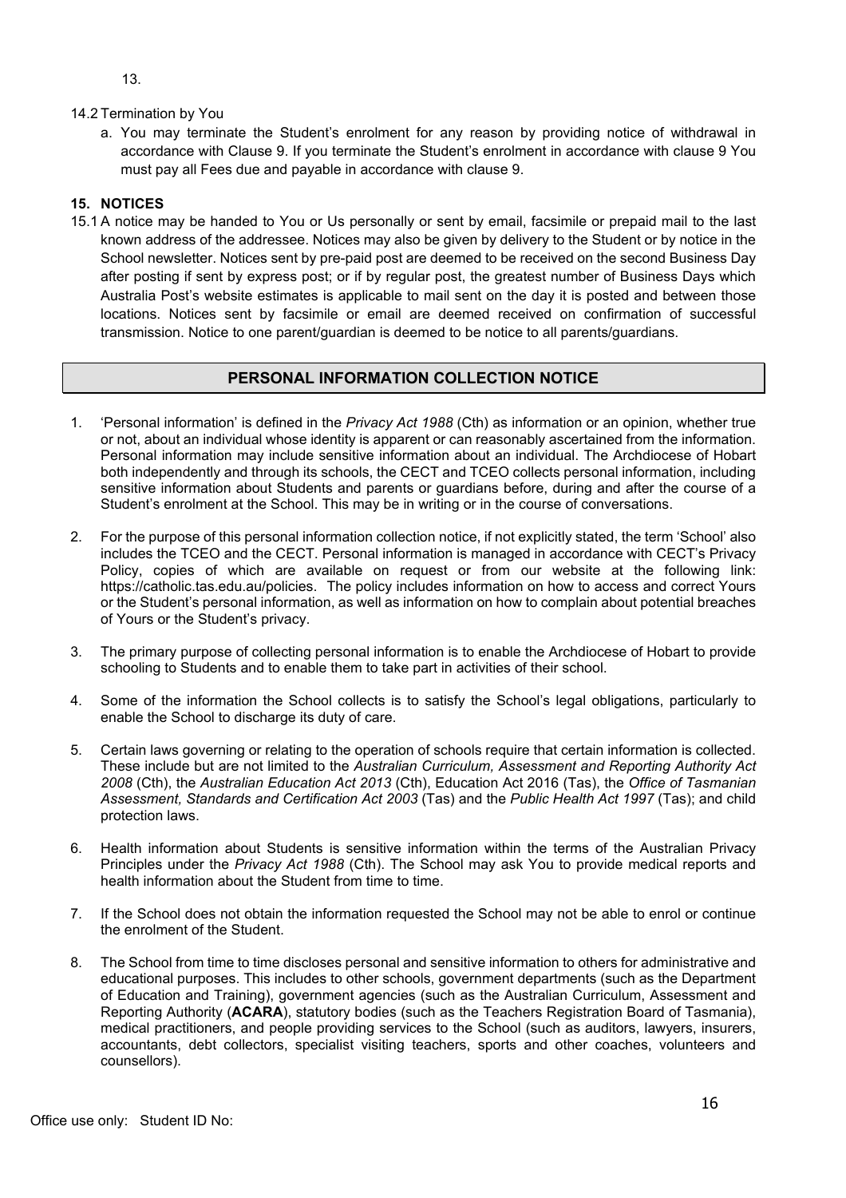13.

14.2 Termination by You

a. You may terminate the Student's enrolment for any reason by providing notice of withdrawal in accordance with Clause 9. If you terminate the Student's enrolment in accordance with clause 9 You must pay all Fees due and payable in accordance with clause 9.

**15. NOTICES**

15.1 A notice may be handed to You or Us personally or sent by email, facsimile or prepaid mail to the last known address of the addressee. Notices may also be given by delivery to the Student or by notice in the School newsletter. Notices sent by pre-paid post are deemed to be received on the second Business Day after posting if sent by express post; or if by regular post, the greatest number of Business Days which Australia Post's website estimates is applicable to mail sent on the day it is posted and between those locations. Notices sent by facsimile or email are deemed received on confirmation of successful transmission. Notice to one parent/guardian is deemed to be notice to all parents/guardians.

## PERSONAL INFORMATION COLLECTION NOTICE

1. 'Personal information' is defined in the *Privacy Act 1988* (Cth) as information or an opinion, whether true or not, about an individual whose identity is apparent or can reasonably ascertained from the information. Personal information may include sensitive information about an individual. The Archdiocese of Hobart both independently and through its schools, the CECT and TCEO collects personal information, including sensitive information about Students and parents or guardians before, during and after the course of a Student's enrolment at the School. This may be in writing or in the course of conversations.

2. For the purpose of this personal information collection notice, if not explicitly stated, the term 'School' also includes the TCEO and the CECT. Personal information is managed in accordance with CECT's Privacy Policy, copies of which are available on request or from our website at the following link: https://catholic.tas.edu.au/policies. The policy includes information on how to access and correct Yours or the Student's personal information, as well as information on how to complain about potential breaches of Yours or the Student's privacy.

3. The primary purpose of collecting personal information is to enable the Archdiocese of Hobart to provide schooling to Students and to enable them to take part in activities of their school.

4. Some of the information the School collects is to satisfy the School's legal obligations, particularly to enable the School to discharge its duty of care.

5. Certain laws governing or relating to the operation of schools require that certain information is collected. These include but are not limited to the *Australian Curriculum, Assessment and Reporting Authority Act 2008* (Cth), the *Australian Education Act 2013* (Cth), Education Act 2016 (Tas), the *Office of Tasmanian Assessment, Standards and Certification Act 2003* (Tas) and the *Public Health Act 1997* (Tas); and child protection laws.

6. Health information about Students is sensitive information within the terms of the Australian Privacy Principles under the *Privacy Act 1988* (Cth). The School may ask You to provide medical reports and health information about the Student from time to time.

7. If the School does not obtain the information requested the School may not be able to enrol or continue the enrolment of the Student.

8. The School from time to time discloses personal and sensitive information to others for administrative and educational purposes. This includes to other schools, government departments (such as the Department of Education and Training), government agencies (such as the Australian Curriculum, Assessment and Reporting Authority (**ACARA**), statutory bodies (such as the Teachers Registration Board of Tasmania), medical practitioners, and people providing services to the School (such as auditors, lawyers, insurers, accountants, debt collectors, specialist visiting teachers, sports and other coaches, volunteers and counsellors).

Office use only: Student ID No: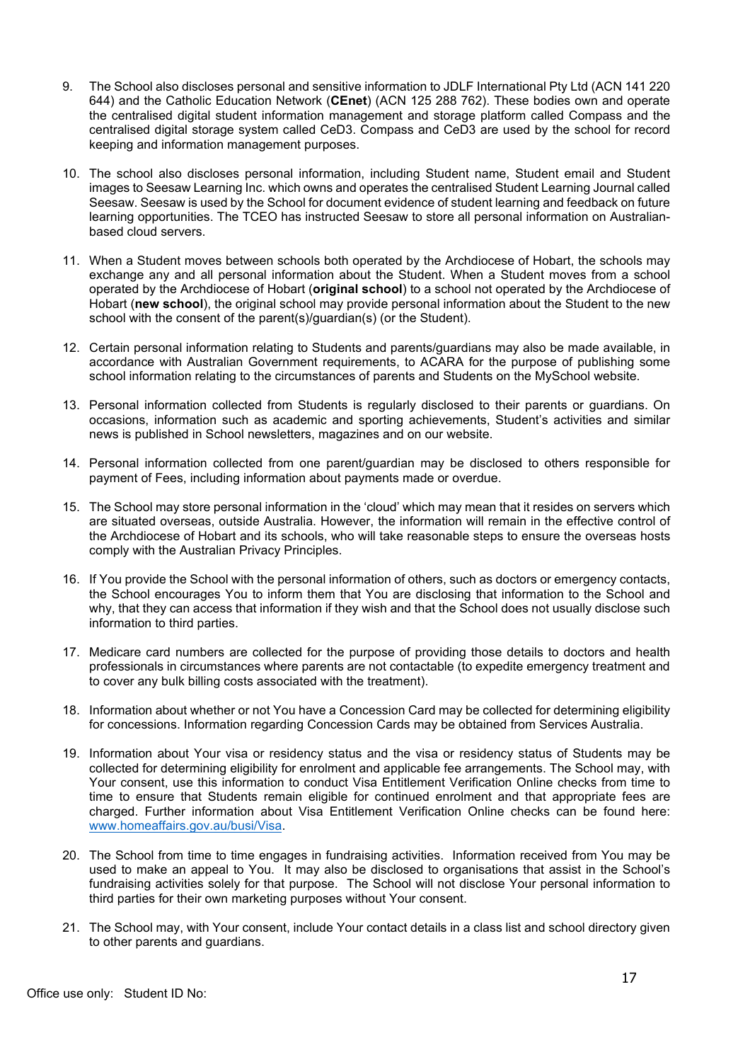9. The School also discloses personal and sensitive information to JDLF International Pty Ltd (ACN 141 220 644) and the Catholic Education Network (**CEnet**) (ACN 125 288 762). These bodies own and operate the centralised digital student information management and storage platform called Compass and the centralised digital storage system called CeD3. Compass and CeD3 are used by the school for record keeping and information management purposes.

10. The school also discloses personal information, including Student name, Student email and Student images to Seesaw Learning Inc. which owns and operates the centralised Student Learning Journal called Seesaw. Seesaw is used by the School for document evidence of student learning and feedback on future learning opportunities. The TCEO has instructed Seesaw to store all personal information on Australian-based cloud servers.

11. When a Student moves between schools both operated by the Archdiocese of Hobart, the schools may exchange any and all personal information about the Student. When a Student moves from a school operated by the Archdiocese of Hobart (**original school**) to a school not operated by the Archdiocese of Hobart (**new school**), the original school may provide personal information about the Student to the new school with the consent of the parent(s)/guardian(s) (or the Student).

12. Certain personal information relating to Students and parents/guardians may also be made available, in accordance with Australian Government requirements, to ACARA for the purpose of publishing some school information relating to the circumstances of parents and Students on the MySchool website.

13. Personal information collected from Students is regularly disclosed to their parents or guardians. On occasions, information such as academic and sporting achievements, Student's activities and similar news is published in School newsletters, magazines and on our website.

14. Personal information collected from one parent/guardian may be disclosed to others responsible for payment of Fees, including information about payments made or overdue.

15. The School may store personal information in the 'cloud' which may mean that it resides on servers which are situated overseas, outside Australia. However, the information will remain in the effective control of the Archdiocese of Hobart and its schools, who will take reasonable steps to ensure the overseas hosts comply with the Australian Privacy Principles.

16. If You provide the School with the personal information of others, such as doctors or emergency contacts, the School encourages You to inform them that You are disclosing that information to the School and why, that they can access that information if they wish and that the School does not usually disclose such information to third parties.

17. Medicare card numbers are collected for the purpose of providing those details to doctors and health professionals in circumstances where parents are not contactable (to expedite emergency treatment and to cover any bulk billing costs associated with the treatment).

18. Information about whether or not You have a Concession Card may be collected for determining eligibility for concessions. Information regarding Concession Cards may be obtained from Services Australia.

19. Information about Your visa or residency status and the visa or residency status of Students may be collected for determining eligibility for enrolment and applicable fee arrangements. The School may, with Your consent, use this information to conduct Visa Entitlement Verification Online checks from time to time to ensure that Students remain eligible for continued enrolment and that appropriate fees are charged. Further information about Visa Entitlement Verification Online checks can be found here: [www.homeaffairs.gov.au/busi/Visa](www.homeaffairs.gov.au/busi/Visa).

20. The School from time to time engages in fundraising activities. Information received from You may be used to make an appeal to You. It may also be disclosed to organisations that assist in the School's fundraising activities solely for that purpose. The School will not disclose Your personal information to third parties for their own marketing purposes without Your consent.

21. The School may, with Your consent, include Your contact details in a class list and school directory given to other parents and guardians.

Office use only: Student ID No: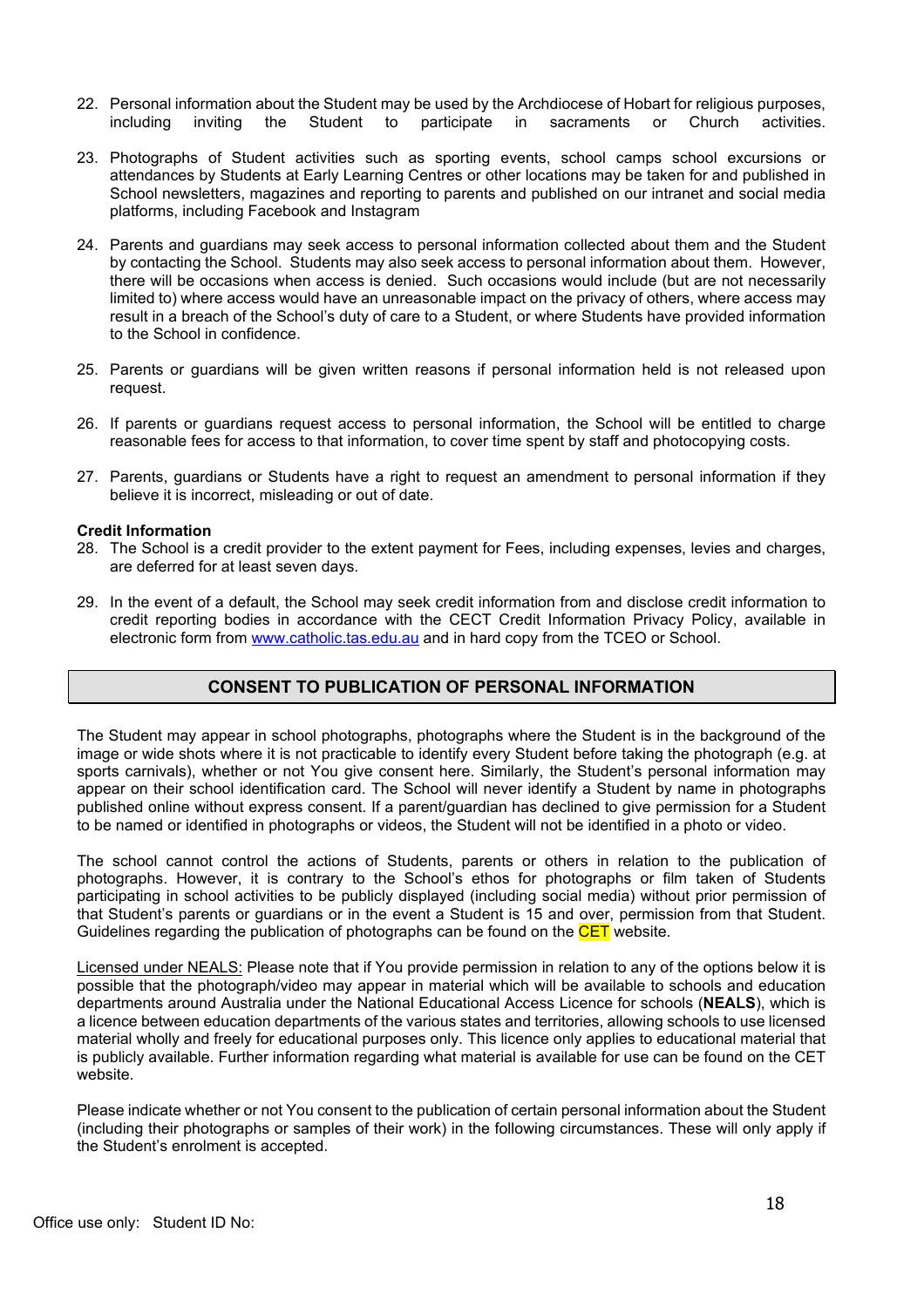22. Personal information about the Student may be used by the Archdiocese of Hobart for religious purposes, including inviting the Student to participate in sacraments or Church activities.

23. Photographs of Student activities such as sporting events, school camps school excursions or attendances by Students at Early Learning Centres or other locations may be taken for and published in School newsletters, magazines and reporting to parents and published on our intranet and social media platforms, including Facebook and Instagram

24. Parents and guardians may seek access to personal information collected about them and the Student by contacting the School. Students may also seek access to personal information about them. However, there will be occasions when access is denied. Such occasions would include (but are not necessarily limited to) where access would have an unreasonable impact on the privacy of others, where access may result in a breach of the School's duty of care to a Student, or where Students have provided information to the School in confidence.

25. Parents or guardians will be given written reasons if personal information held is not released upon request.

26. If parents or guardians request access to personal information, the School will be entitled to charge reasonable fees for access to that information, to cover time spent by staff and photocopying costs.

27. Parents, guardians or Students have a right to request an amendment to personal information if they believe it is incorrect, misleading or out of date.

**Credit Information**

28. The School is a credit provider to the extent payment for Fees, including expenses, levies and charges, are deferred for at least seven days.

29. In the event of a default, the School may seek credit information from and disclose credit information to credit reporting bodies in accordance with the CECT Credit Information Privacy Policy, available in electronic form from www.catholic.tas.edu.au and in hard copy from the TCEO or School.

## CONSENT TO PUBLICATION OF PERSONAL INFORMATION

The Student may appear in school photographs, photographs where the Student is in the background of the image or wide shots where it is not practicable to identify every Student before taking the photograph (e.g. at sports carnivals), whether or not You give consent here. Similarly, the Student's personal information may appear on their school identification card. The School will never identify a Student by name in photographs published online without express consent. If a parent/guardian has declined to give permission for a Student to be named or identified in photographs or videos, the Student will not be identified in a photo or video.

The school cannot control the actions of Students, parents or others in relation to the publication of photographs. However, it is contrary to the School's ethos for photographs or film taken of Students participating in school activities to be publicly displayed (including social media) without prior permission of that Student's parents or guardians or in the event a Student is 15 and over, permission from that Student. Guidelines regarding the publication of photographs can be found on the CET website.

Licensed under NEALS: Please note that if You provide permission in relation to any of the options below it is possible that the photograph/video may appear in material which will be available to schools and education departments around Australia under the National Educational Access Licence for schools (**NEALS**), which is a licence between education departments of the various states and territories, allowing schools to use licensed material wholly and freely for educational purposes only. This licence only applies to educational material that is publicly available. Further information regarding what material is available for use can be found on the CET website.

Please indicate whether or not You consent to the publication of certain personal information about the Student (including their photographs or samples of their work) in the following circumstances. These will only apply if the Student's enrolment is accepted.

Office use only: Student ID No: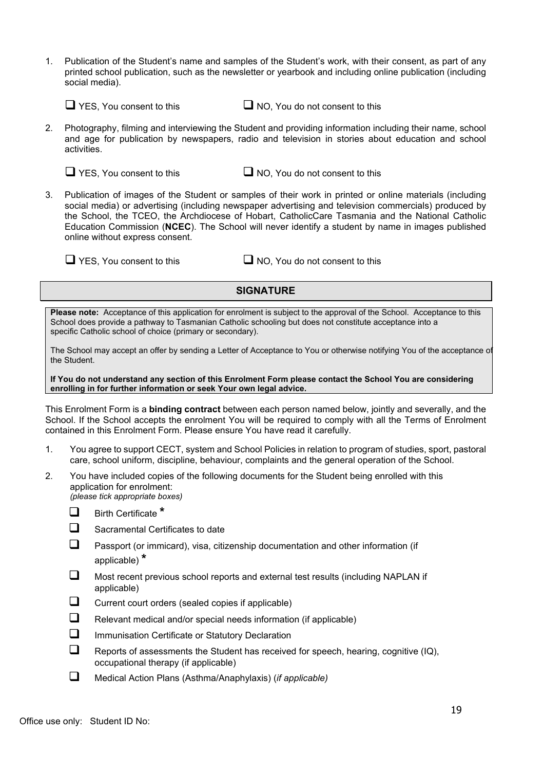1. Publication of the Student's name and samples of the Student's work, with their consent, as part of any printed school publication, such as the newsletter or yearbook and including online publication (including social media).

   ☐ YES, You consent to this ☐ NO, You do not consent to this

2. Photography, filming and interviewing the Student and providing information including their name, school and age for publication by newspapers, radio and television in stories about education and school activities.

   ☐ YES, You consent to this ☐ NO, You do not consent to this

3. Publication of images of the Student or samples of their work in printed or online materials (including social media) or advertising (including newspaper advertising and television commercials) produced by the School, the TCEO, the Archdiocese of Hobart, CatholicCare Tasmania and the National Catholic Education Commission (**NCEC**). The School will never identify a student by name in images published online without express consent.

   ☐ YES, You consent to this ☐ NO, You do not consent to this

## SIGNATURE

**Please note:** Acceptance of this application for enrolment is subject to the approval of the School. Acceptance to this School does provide a pathway to Tasmanian Catholic schooling but does not constitute acceptance into a specific Catholic school of choice (primary or secondary).

The School may accept an offer by sending a Letter of Acceptance to You or otherwise notifying You of the acceptance of the Student.

**If You do not understand any section of this Enrolment Form please contact the School You are considering enrolling in for further information or seek Your own legal advice.**

This Enrolment Form is a **binding contract** between each person named below, jointly and severally, and the School. If the School accepts the enrolment You will be required to comply with all the Terms of Enrolment contained in this Enrolment Form. Please ensure You have read it carefully.

1. You agree to support CECT, system and School Policies in relation to program of studies, sport, pastoral care, school uniform, discipline, behaviour, complaints and the general operation of the School.
2. You have included copies of the following documents for the Student being enrolled with this application for enrolment:
   *(please tick appropriate boxes)*

   - ☐ Birth Certificate *
   - ☐ Sacramental Certificates to date
   - ☐ Passport (or immicard), visa, citizenship documentation and other information (if applicable) *
   - ☐ Most recent previous school reports and external test results (including NAPLAN if applicable)
   - ☐ Current court orders (sealed copies if applicable)
   - ☐ Relevant medical and/or special needs information (if applicable)
   - ☐ Immunisation Certificate or Statutory Declaration
   - ☐ Reports of assessments the Student has received for speech, hearing, cognitive (IQ), occupational therapy (if applicable)
   - ☐ Medical Action Plans (Asthma/Anaphylaxis) (*if applicable)*

Office use only: Student ID No: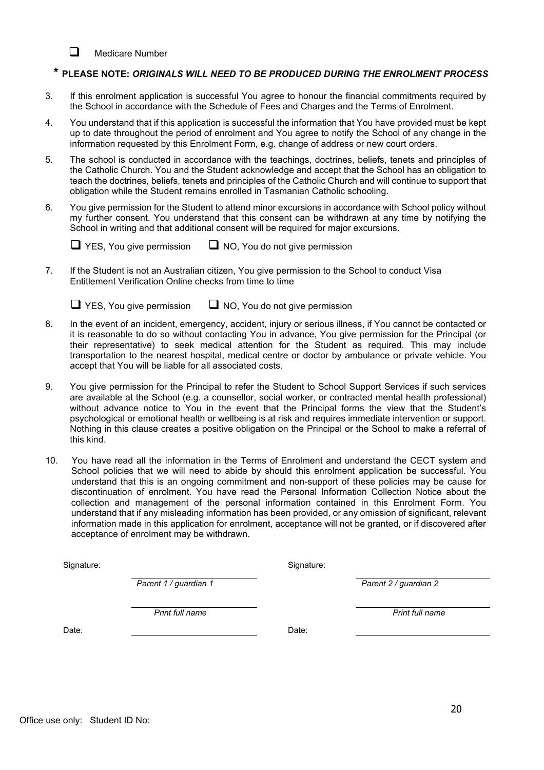- ☐ Medicare Number

**\* PLEASE NOTE:** ***ORIGINALS WILL NEED TO BE PRODUCED DURING THE ENROLMENT PROCESS***

3. If this enrolment application is successful You agree to honour the financial commitments required by the School in accordance with the Schedule of Fees and Charges and the Terms of Enrolment.

4. You understand that if this application is successful the information that You have provided must be kept up to date throughout the period of enrolment and You agree to notify the School of any change in the information requested by this Enrolment Form, e.g. change of address or new court orders.

5. The school is conducted in accordance with the teachings, doctrines, beliefs, tenets and principles of the Catholic Church. You and the Student acknowledge and accept that the School has an obligation to teach the doctrines, beliefs, tenets and principles of the Catholic Church and will continue to support that obligation while the Student remains enrolled in Tasmanian Catholic schooling.

6. You give permission for the Student to attend minor excursions in accordance with School policy without my further consent. You understand that this consent can be withdrawn at any time by notifying the School in writing and that additional consent will be required for major excursions.

   ☐ YES, You give permission ☐ NO, You do not give permission

7. If the Student is not an Australian citizen, You give permission to the School to conduct Visa Entitlement Verification Online checks from time to time

   ☐ YES, You give permission ☐ NO, You do not give permission

8. In the event of an incident, emergency, accident, injury or serious illness, if You cannot be contacted or it is reasonable to do so without contacting You in advance, You give permission for the Principal (or their representative) to seek medical attention for the Student as required. This may include transportation to the nearest hospital, medical centre or doctor by ambulance or private vehicle. You accept that You will be liable for all associated costs.

9. You give permission for the Principal to refer the Student to School Support Services if such services are available at the School (e.g. a counsellor, social worker, or contracted mental health professional) without advance notice to You in the event that the Principal forms the view that the Student's psychological or emotional health or wellbeing is at risk and requires immediate intervention or support. Nothing in this clause creates a positive obligation on the Principal or the School to make a referral of this kind.

10. You have read all the information in the Terms of Enrolment and understand the CECT system and School policies that we will need to abide by should this enrolment application be successful. You understand that this is an ongoing commitment and non-support of these policies may be cause for discontinuation of enrolment. You have read the Personal Information Collection Notice about the collection and management of the personal information contained in this Enrolment Form. You understand that if any misleading information has been provided, or any omission of significant, relevant information made in this application for enrolment, acceptance will not be granted, or if discovered after acceptance of enrolment may be withdrawn.

Signature: ______________________ Signature: ______________________

*Parent 1 / guardian 1* *Parent 2 / guardian 2*

______________________ ______________________

*Print full name* *Print full name*

Date: ______________________ Date: ______________________

Office use only: Student ID No: